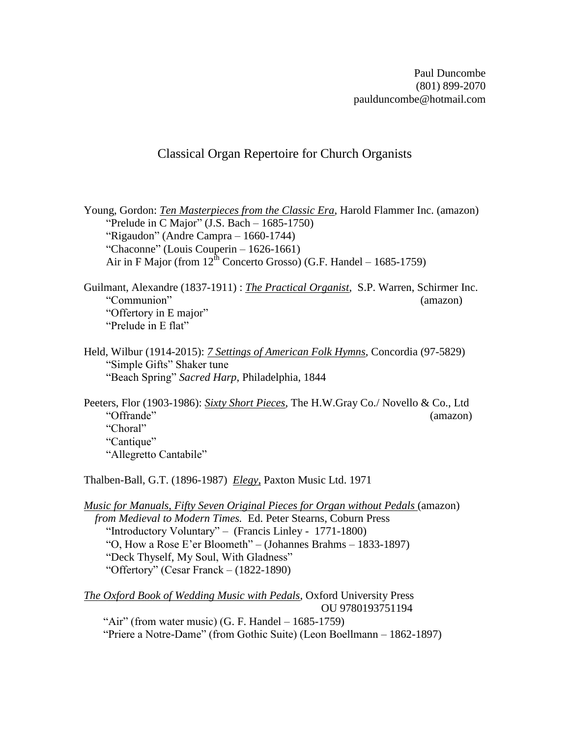Paul Duncombe
(801) 899-2070
paulduncombe@hotmail.com

# Classical Organ Repertoire for Church Organists

Young, Gordon: ***Ten Masterpieces from the Classic Era***, Harold Flammer Inc. (amazon)
- "Prelude in C Major" (J.S. Bach – 1685-1750)
- "Rigaudon" (Andre Campra – 1660-1744)
- "Chaconne" (Louis Couperin – 1626-1661)
- Air in F Major (from 12th Concerto Grosso) (G.F. Handel – 1685-1759)

Guilmant, Alexandre (1837-1911) : ***The Practical Organist***, S.P. Warren, Schirmer Inc. (amazon)
- "Communion"
- "Offertory in E major"
- "Prelude in E flat"

Held, Wilbur (1914-2015): ***7 Settings of American Folk Hymns***, Concordia (97-5829)
- "Simple Gifts" Shaker tune
- "Beach Spring" *Sacred Harp*, Philadelphia, 1844

Peeters, Flor (1903-1986): ***Sixty Short Pieces***, The H.W.Gray Co./ Novello & Co., Ltd (amazon)
- "Offrande"
- "Choral"
- "Cantique"
- "Allegretto Cantabile"

Thalben-Ball, G.T. (1896-1987) ***Elegy***, Paxton Music Ltd. 1971

***Music for Manuals, Fifty Seven Original Pieces for Organ without Pedals*** (amazon) *from Medieval to Modern Times.* Ed. Peter Stearns, Coburn Press
- "Introductory Voluntary" – (Francis Linley - 1771-1800)
- "O, How a Rose E'er Bloometh" – (Johannes Brahms – 1833-1897)
- "Deck Thyself, My Soul, With Gladness"
- "Offertory" (Cesar Franck – (1822-1890)

***The Oxford Book of Wedding Music with Pedals***, Oxford University Press OU 9780193751194
- "Air" (from water music) (G. F. Handel – 1685-1759)
- "Priere a Notre-Dame" (from Gothic Suite) (Leon Boellmann – 1862-1897)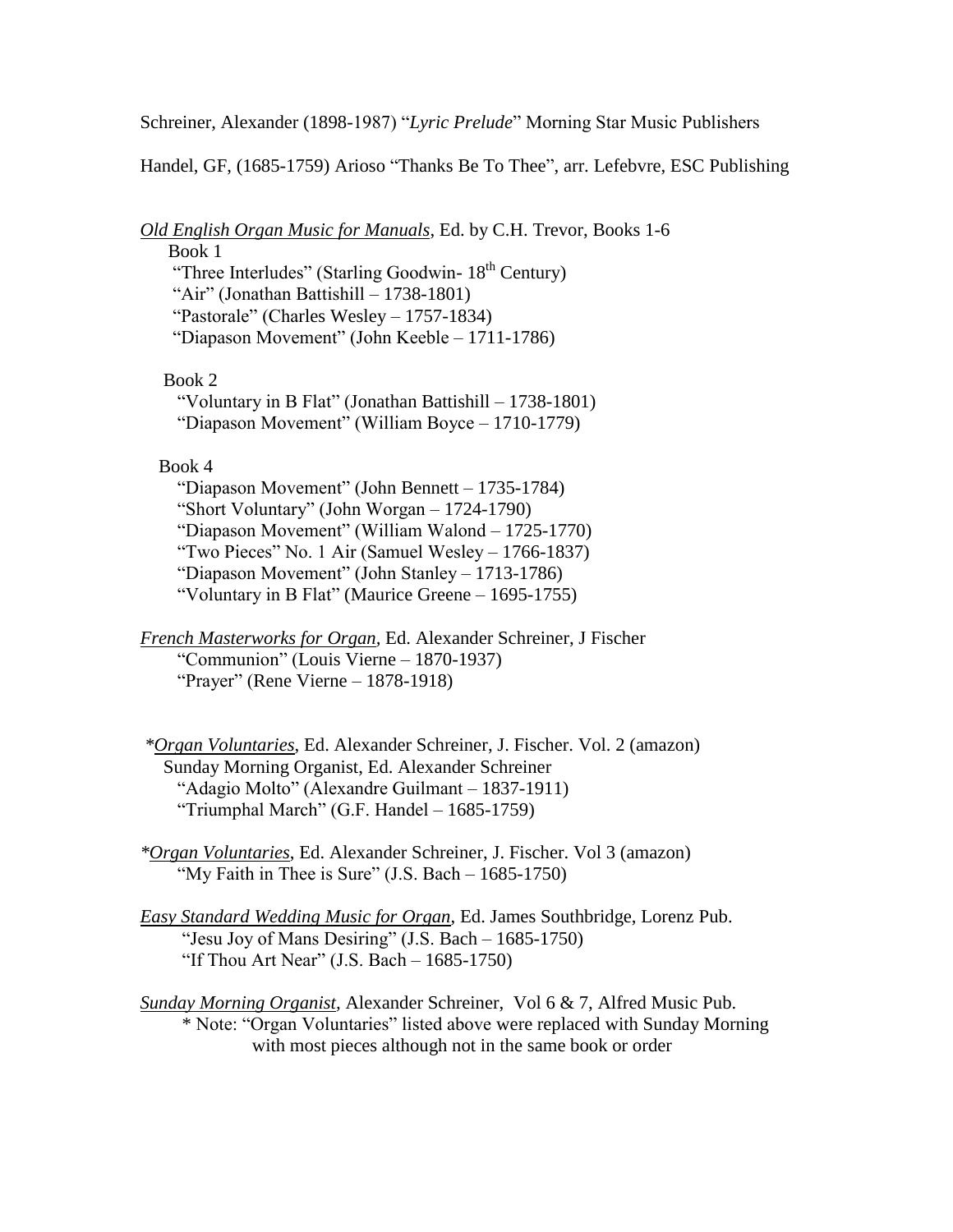Schreiner, Alexander (1898-1987) "*Lyric Prelude*" Morning Star Music Publishers

Handel, GF, (1685-1759) Arioso "Thanks Be To Thee", arr. Lefebvre, ESC Publishing

*<u>Old English Organ Music for Manuals</u>*, Ed. by C.H. Trevor, Books 1-6

Book 1
- "Three Interludes" (Starling Goodwin- 18th Century)
- "Air" (Jonathan Battishill – 1738-1801)
- "Pastorale" (Charles Wesley – 1757-1834)
- "Diapason Movement" (John Keeble – 1711-1786)

Book 2
- "Voluntary in B Flat" (Jonathan Battishill – 1738-1801)
- "Diapason Movement" (William Boyce – 1710-1779)

Book 4
- "Diapason Movement" (John Bennett – 1735-1784)
- "Short Voluntary" (John Worgan – 1724-1790)
- "Diapason Movement" (William Walond – 1725-1770)
- "Two Pieces" No. 1 Air (Samuel Wesley – 1766-1837)
- "Diapason Movement" (John Stanley – 1713-1786)
- "Voluntary in B Flat" (Maurice Greene – 1695-1755)

*<u>French Masterworks for Organ</u>*, Ed. Alexander Schreiner, J Fischer
- "Communion" (Louis Vierne – 1870-1937)
- "Prayer" (Rene Vierne – 1878-1918)

*\*<u>Organ Voluntaries</u>*, Ed. Alexander Schreiner, J. Fischer. Vol. 2 (amazon)
Sunday Morning Organist, Ed. Alexander Schreiner
- "Adagio Molto" (Alexandre Guilmant – 1837-1911)
- "Triumphal March" (G.F. Handel – 1685-1759)

*\*<u>Organ Voluntaries</u>*, Ed. Alexander Schreiner, J. Fischer. Vol 3 (amazon)
- "My Faith in Thee is Sure" (J.S. Bach – 1685-1750)

*<u>Easy Standard Wedding Music for Organ</u>*, Ed. James Southbridge, Lorenz Pub.
- "Jesu Joy of Mans Desiring" (J.S. Bach – 1685-1750)
- "If Thou Art Near" (J.S. Bach – 1685-1750)

*<u>Sunday Morning Organist</u>*, Alexander Schreiner, Vol 6 & 7, Alfred Music Pub.

\* Note: "Organ Voluntaries" listed above were replaced with Sunday Morning with most pieces although not in the same book or order